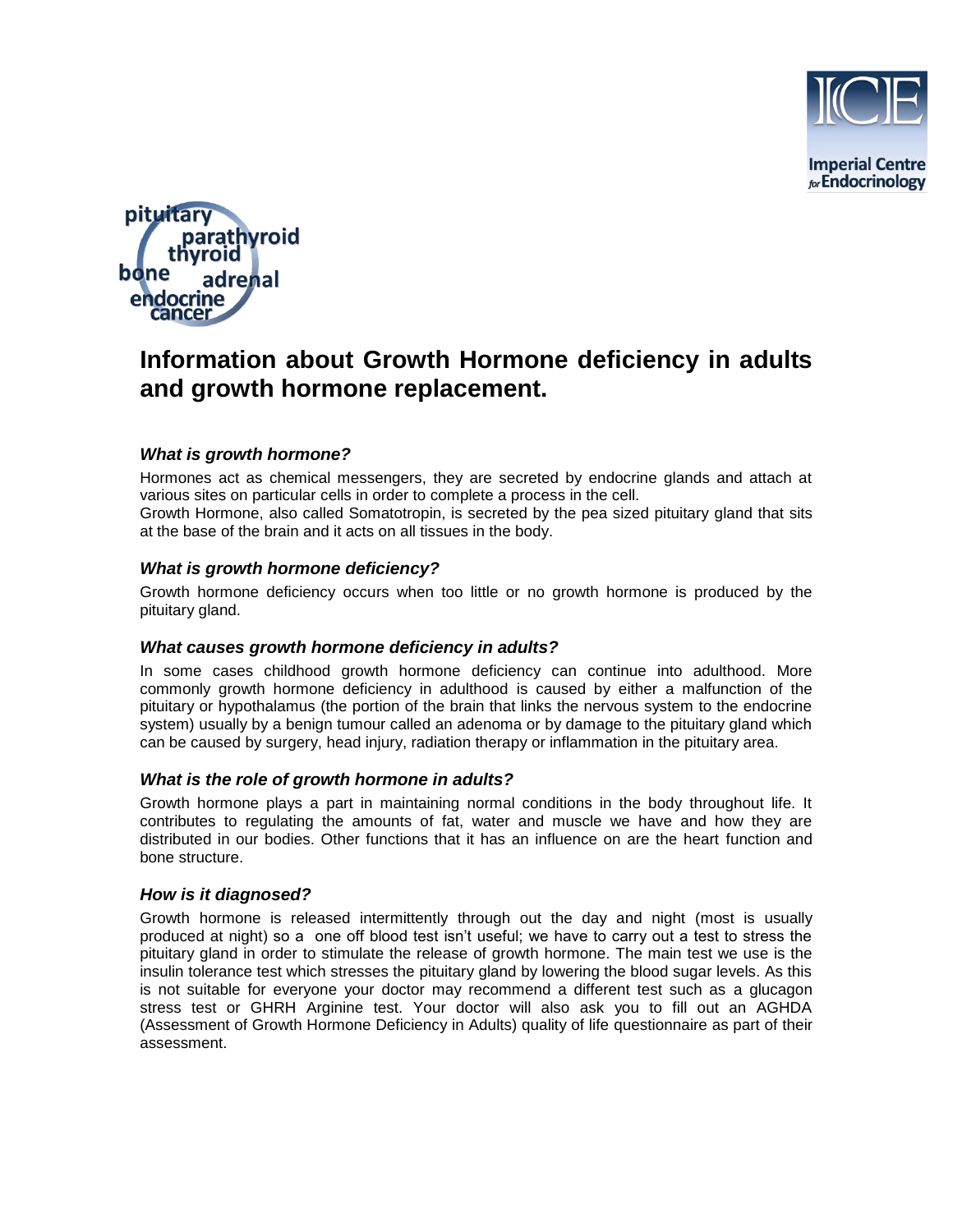# Information about Growth Hormone deficiency in adults and growth hormone replacement.

### *What is growth hormone?*

Hormones act as chemical messengers, they are secreted by endocrine glands and attach at various sites on particular cells in order to complete a process in the cell.
Growth Hormone, also called Somatotropin, is secreted by the pea sized pituitary gland that sits at the base of the brain and it acts on all tissues in the body.

### *What is growth hormone deficiency?*

Growth hormone deficiency occurs when too little or no growth hormone is produced by the pituitary gland.

### *What causes growth hormone deficiency in adults?*

In some cases childhood growth hormone deficiency can continue into adulthood. More commonly growth hormone deficiency in adulthood is caused by either a malfunction of the pituitary or hypothalamus (the portion of the brain that links the nervous system to the endocrine system) usually by a benign tumour called an adenoma or by damage to the pituitary gland which can be caused by surgery, head injury, radiation therapy or inflammation in the pituitary area.

### *What is the role of growth hormone in adults?*

Growth hormone plays a part in maintaining normal conditions in the body throughout life. It contributes to regulating the amounts of fat, water and muscle we have and how they are distributed in our bodies. Other functions that it has an influence on are the heart function and bone structure.

### *How is it diagnosed?*

Growth hormone is released intermittently through out the day and night (most is usually produced at night) so a one off blood test isn't useful; we have to carry out a test to stress the pituitary gland in order to stimulate the release of growth hormone. The main test we use is the insulin tolerance test which stresses the pituitary gland by lowering the blood sugar levels. As this is not suitable for everyone your doctor may recommend a different test such as a glucagon stress test or GHRH Arginine test. Your doctor will also ask you to fill out an AGHDA (Assessment of Growth Hormone Deficiency in Adults) quality of life questionnaire as part of their assessment.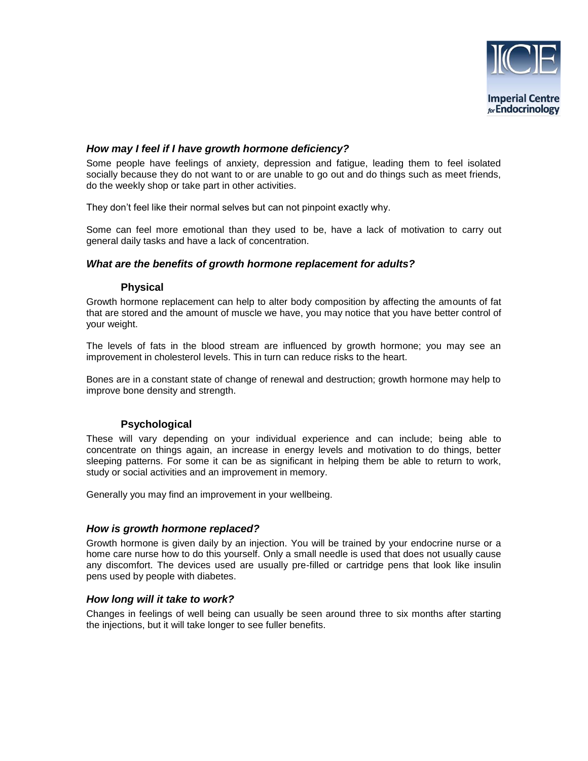### *How may I feel if I have growth hormone deficiency?*

Some people have feelings of anxiety, depression and fatigue, leading them to feel isolated socially because they do not want to or are unable to go out and do things such as meet friends, do the weekly shop or take part in other activities.

They don't feel like their normal selves but can not pinpoint exactly why.

Some can feel more emotional than they used to be, have a lack of motivation to carry out general daily tasks and have a lack of concentration.

### *What are the benefits of growth hormone replacement for adults?*

#### Physical

Growth hormone replacement can help to alter body composition by affecting the amounts of fat that are stored and the amount of muscle we have, you may notice that you have better control of your weight.

The levels of fats in the blood stream are influenced by growth hormone; you may see an improvement in cholesterol levels. This in turn can reduce risks to the heart.

Bones are in a constant state of change of renewal and destruction; growth hormone may help to improve bone density and strength.

#### Psychological

These will vary depending on your individual experience and can include; being able to concentrate on things again, an increase in energy levels and motivation to do things, better sleeping patterns. For some it can be as significant in helping them be able to return to work, study or social activities and an improvement in memory.

Generally you may find an improvement in your wellbeing.

### *How is growth hormone replaced?*

Growth hormone is given daily by an injection. You will be trained by your endocrine nurse or a home care nurse how to do this yourself. Only a small needle is used that does not usually cause any discomfort. The devices used are usually pre-filled or cartridge pens that look like insulin pens used by people with diabetes.

### *How long will it take to work?*

Changes in feelings of well being can usually be seen around three to six months after starting the injections, but it will take longer to see fuller benefits.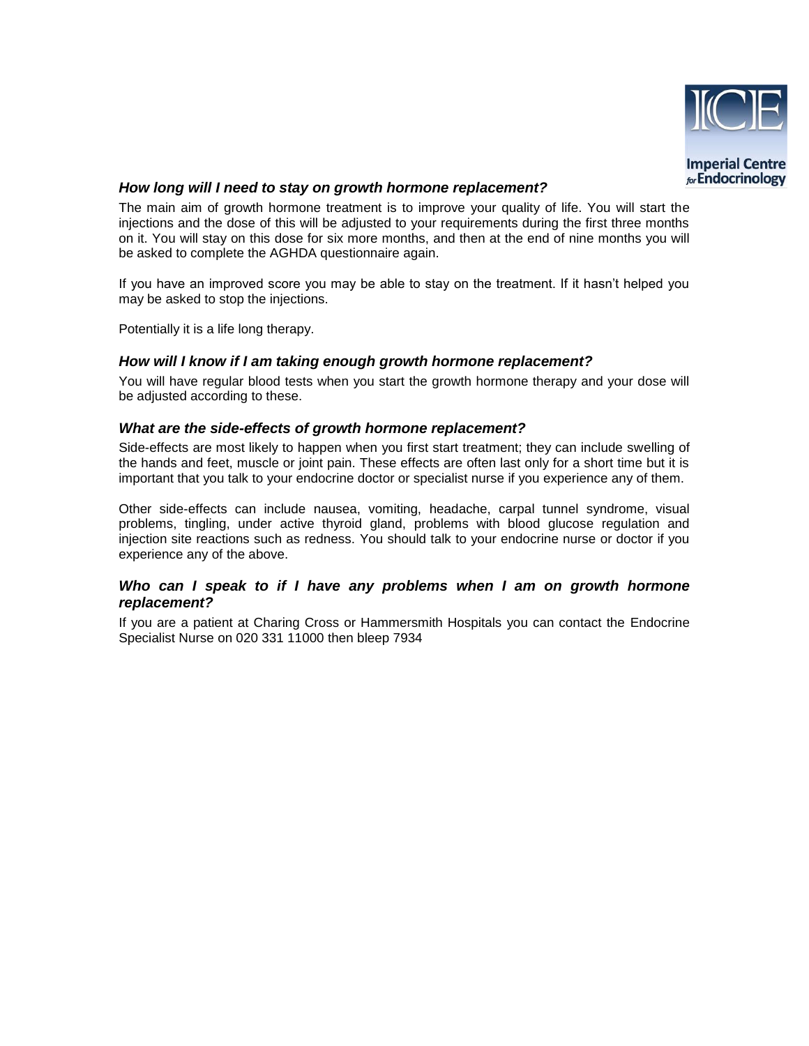### *How long will I need to stay on growth hormone replacement?*

The main aim of growth hormone treatment is to improve your quality of life. You will start the injections and the dose of this will be adjusted to your requirements during the first three months on it. You will stay on this dose for six more months, and then at the end of nine months you will be asked to complete the AGHDA questionnaire again.

If you have an improved score you may be able to stay on the treatment. If it hasn't helped you may be asked to stop the injections.

Potentially it is a life long therapy.

### *How will I know if I am taking enough growth hormone replacement?*

You will have regular blood tests when you start the growth hormone therapy and your dose will be adjusted according to these.

### *What are the side-effects of growth hormone replacement?*

Side-effects are most likely to happen when you first start treatment; they can include swelling of the hands and feet, muscle or joint pain. These effects are often last only for a short time but it is important that you talk to your endocrine doctor or specialist nurse if you experience any of them.

Other side-effects can include nausea, vomiting, headache, carpal tunnel syndrome, visual problems, tingling, under active thyroid gland, problems with blood glucose regulation and injection site reactions such as redness. You should talk to your endocrine nurse or doctor if you experience any of the above.

### *Who can I speak to if I have any problems when I am on growth hormone replacement?*

If you are a patient at Charing Cross or Hammersmith Hospitals you can contact the Endocrine Specialist Nurse on 020 331 11000 then bleep 7934